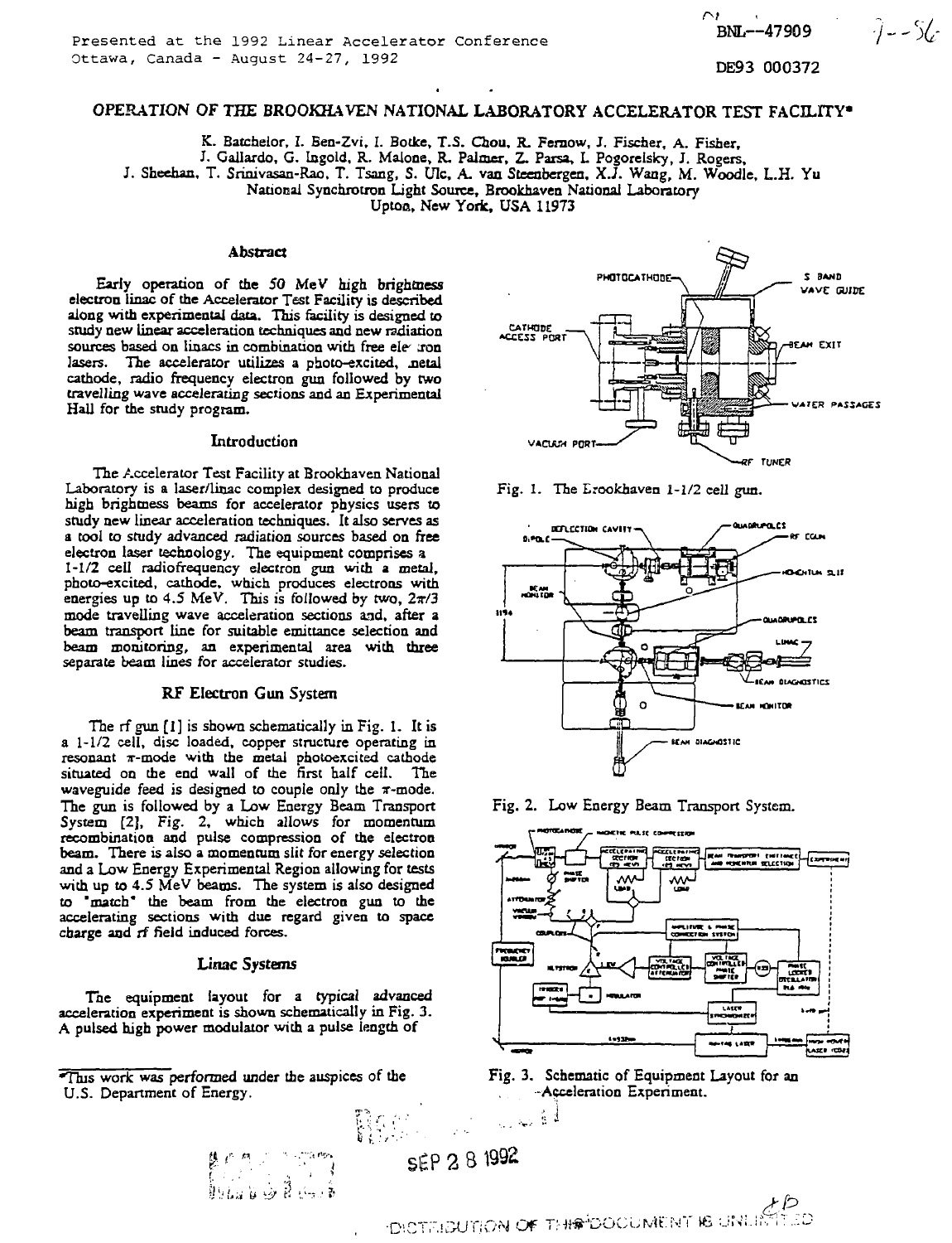Presented at the 1992 Linear Accelerator Conference
Ottawa, Canada - August 24-27, 1992

BNL--47909

DE93 000372

# OPERATION OF THE BROOKHAVEN NATIONAL LABORATORY ACCELERATOR TEST FACILITY*

K. Batchelor, I. Ben-Zvi, I. Botke, T.S. Chou, R. Fernow, J. Fischer, A. Fisher, J. Gallardo, G. Ingold, R. Malone, R. Palmer, Z. Parsa, I. Pogorelsky, J. Rogers, J. Sheehan, T. Srinivasan-Rao, T. Tsang, S. Ulc, A. van Steenbergen, X.J. Wang, M. Woodle, L.H. Yu
National Synchrotron Light Source, Brookhaven National Laboratory
Upton, New York, USA 11973

## Abstract

Early operation of the 50 MeV high brightness electron linac of the Accelerator Test Facility is described along with experimental data. This facility is designed to study new linear acceleration techniques and new radiation sources based on linacs in combination with free electron lasers. The accelerator utilizes a photo-excited, metal cathode, radio frequency electron gun followed by two travelling wave accelerating sections and an Experimental Hall for the study program.

## Introduction

The Accelerator Test Facility at Brookhaven National Laboratory is a laser/linac complex designed to produce high brightness beams for accelerator physics users to study new linear acceleration techniques. It also serves as a tool to study advanced radiation sources based on free electron laser technology. The equipment comprises a 1-1/2 cell radiofrequency electron gun with a metal, photo-excited, cathode, which produces electrons with energies up to 4.5 MeV. This is followed by two, $2\pi/3$ mode travelling wave acceleration sections and, after a beam transport line for suitable emittance selection and beam monitoring, an experimental area with three separate beam lines for accelerator studies.

## RF Electron Gun System

The rf gun [1] is shown schematically in Fig. 1. It is a 1-1/2 cell, disc loaded, copper structure operating in resonant $\pi$-mode with the metal photoexcited cathode situated on the end wall of the first half cell. The waveguide feed is designed to couple only the $\pi$-mode. The gun is followed by a Low Energy Beam Transport System [2], Fig. 2, which allows for momentum recombination and pulse compression of the electron beam. There is also a momentum slit for energy selection and a Low Energy Experimental Region allowing for tests with up to 4.5 MeV beams. The system is also designed to "match" the beam from the electron gun to the accelerating sections with due regard given to space charge and rf field induced forces.

## Linac Systems

The equipment layout for a typical advanced acceleration experiment is shown schematically in Fig. 3. A pulsed high power modulator with a pulse length of

Fig. 1. The Brookhaven 1-1/2 cell gun.

Fig. 2. Low Energy Beam Transport System.

Fig. 3. Schematic of Equipment Layout for an Acceleration Experiment.

*This work was performed under the auspices of the U.S. Department of Energy.

DISTRIBUTION OF THIS DOCUMENT IS UNLIMITED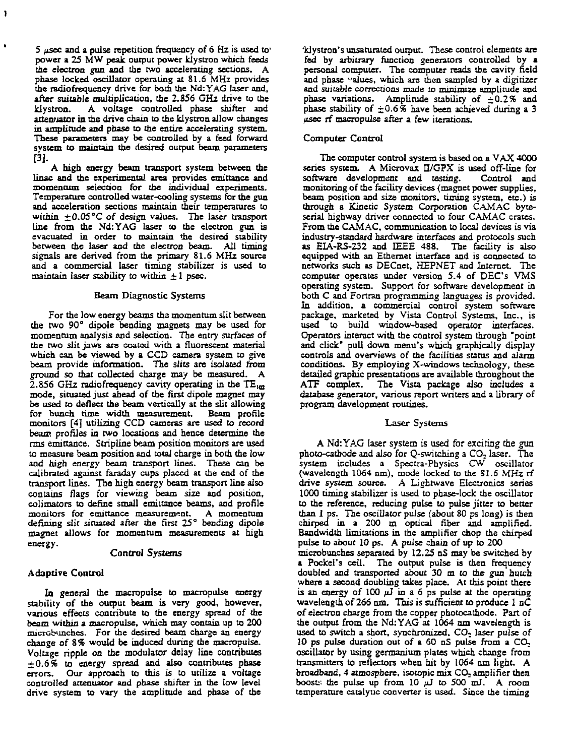5 $\mu$sec and a pulse repetition frequency of 6 Hz is used to power a 25 MW peak output power klystron which feeds the electron gun and the two accelerating sections. A phase locked oscillator operating at 81.6 MHz provides the radiofrequency drive for both the Nd:YAG laser and, after suitable multiplication, the 2.856 GHz drive to the klystron. A voltage controlled phase shifter and attenuator in the drive chain to the klystron allow changes in amplitude and phase to the entire accelerating system. These parameters may be controlled by a feed forward system to maintain the desired output beam parameters [3].

A high energy beam transport system between the linac and the experimental area provides emittance and momentum selection for the individual experiments. Temperature controlled water-cooling systems for the gun and acceleration sections maintain their temperatures to within $\pm 0.05$°C of design values. The laser transport line from the Nd:YAG laser to the electron gun is evacuated in order to maintain the desired stability between the laser and the electron beam. All timing signals are derived from the primary 81.6 MHz source and a commercial laser timing stabilizer is used to maintain laser stability to within $\pm 1$ psec.

## Beam Diagnostic Systems

For the low energy beams the momentum slit between the two 90° dipole bending magnets may be used for momentum analysis and selection. The entry surfaces of the two slit jaws are coated with a fluorescent material which can be viewed by a CCD camera system to give beam provide information. The slits are isolated from ground so that collected charge may be measured. A 2.856 GHz radiofrequency cavity operating in the $TE_{102}$ mode, situated just ahead of the first dipole magnet may be used to deflect the beam vertically at the slit allowing for bunch time width measurement. Beam profile monitors [4] utilizing CCD cameras are used to record beam profiles in two locations and hence determine the rms emittance. Stripline beam position monitors are used to measure beam position and total charge in both the low and high energy beam transport lines. These can be calibrated against faraday cups placed at the end of the transport lines. The high energy beam transport line also contains flags for viewing beam size and position, colimators to define small emittance beams, and profile monitors for emittance measurement. A momentum defining slit situated after the first 25° bending dipole magnet allows for momentum measurements at high energy.

## Control Systems

### Adaptive Control

In general the macropulse to macropulse energy stability of the output beam is very good, however, various effects contribute to the energy spread of the beam within a macropulse, which may contain up to 200 microbunches. For the desired beam charge an energy change of 8% would be induced during the macropulse. Voltage ripple on the modulator delay line contributes $\pm 0.6$% to energy spread and also contributes phase errors. Our approach to this is to utilize a voltage controlled attenuator and phase shifter in the low level drive system to vary the amplitude and phase of the klystron's unsaturated output. These control elements are fed by arbitrary function generators controlled by a personal computer. The computer reads the cavity field and phase values, which are then sampled by a digitizer and suitable corrections made to minimize amplitude and phase variations. Amplitude stability of $\pm 0.2$% and phase stability of $\pm 0.6$% have been achieved during a 3 $\mu$sec rf macropulse after a few iterations.

### Computer Control

The computer control system is based on a VAX 4000 series system. A Microvax II/GPX is used off-line for software development and testing. Control and monitoring of the facility devices (magnet power supplies, beam position and size monitors, timing system, etc.) is through a Kinetic System Corporation CAMAC byte-serial highway driver connected to four CAMAC crates. From the CAMAC, communication to local devices is via industry-standard hardware interfaces and protocols such as EIA-RS-232 and IEEE 488. The facility is also equipped with an Ethernet interface and is connected to networks such as DECnet, HEPNET and Internet. The computer operates under version 5.4 of DEC's VMS operating system. Support for software development in both C and Fortran programming languages is provided. In addition, a commercial control system software package, marketed by Vista Control Systems, Inc., is used to build window-based operator interfaces. Operators interact with the control system through "point and click" pull down menu's which graphically display controls and overviews of the facilities status and alarm conditions. By employing X-windows technology, these detailed graphic presentations are available throughout the ATF complex. The Vista package also includes a database generator, various report writers and a library of program development routines.

## Laser Systems

A Nd:YAG laser system is used for exciting the gun photo-cathode and also for Q-switching a $CO_2$ laser. The system includes a Spectra-Physics CW oscillator (wavelength 1064 nm), mode locked to the 81.6 MHz rf drive system source. A Lightwave Electronics series 1000 timing stabilizer is used to phase-lock the oscillator to the reference, reducing pulse to pulse jitter to better than 1 ps. The oscillator pulse (about 80 ps long) is then chirped in a 200 m optical fiber and amplified. Bandwidth limitations in the amplifier chop the chirped pulse to about 10 ps. A pulse chain of up to 200 microbunches separated by 12.25 nS may be switched by a Pockel's cell. The output pulse is then frequency doubled and transported about 30 m to the gun hutch where a second doubling takes place. At this point there is an energy of 100 $\mu$J in a 6 ps pulse at the operating wavelength of 266 nm. This is sufficient to produce 1 nC of electron charge from the copper photocathode. Part of the output from the Nd:YAG at 1064 nm wavelength is used to switch a short, synchronized, $CO_2$ laser pulse of 10 ps pulse duration out of a 60 nS pulse from a $CO_2$ oscillator by using germanium plates which change from transmitters to reflectors when hit by 1064 nm light. A broadband, 4 atmosphere, isotopic mix $CO_2$ amplifier then boosts the pulse up from 10 $\mu$J to 500 mJ. A room temperature catalytic converter is used. Since the timing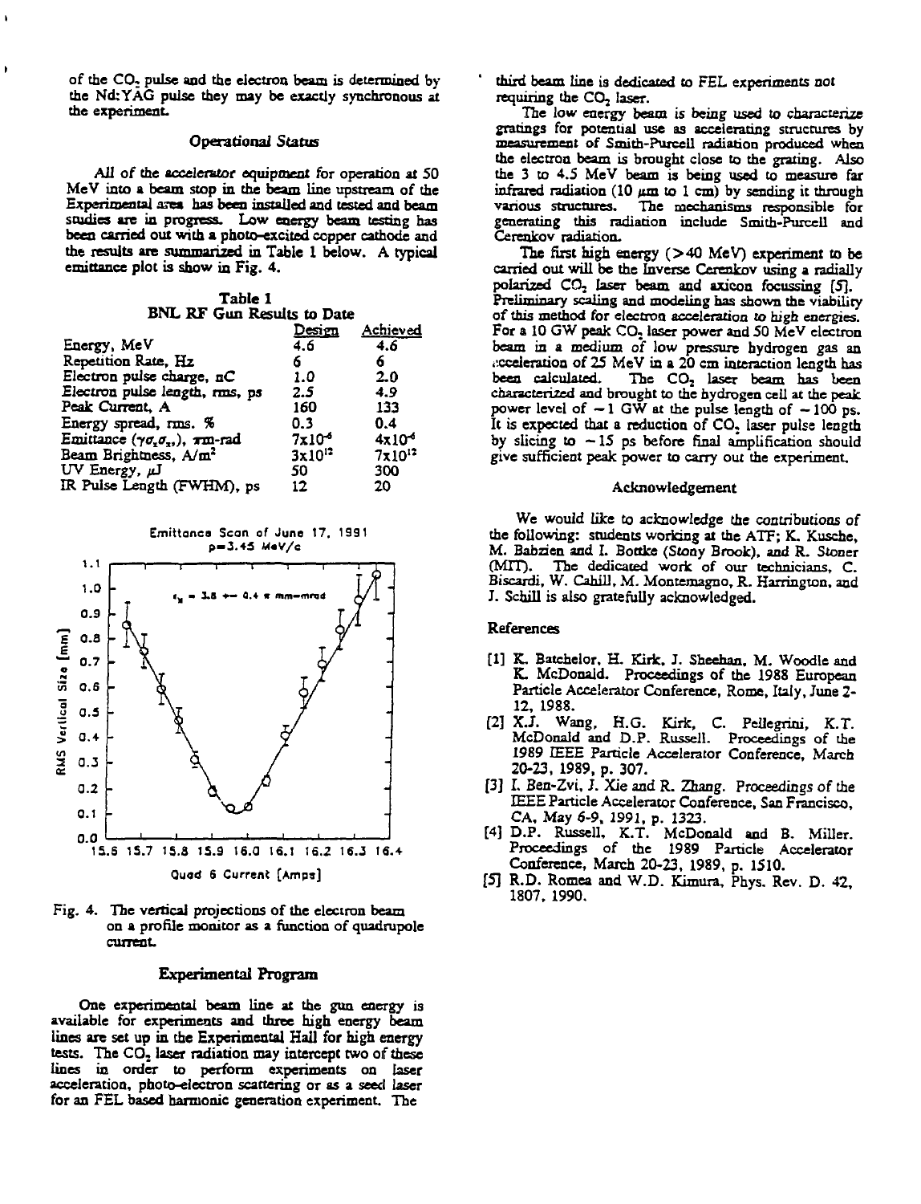of the $CO_2$ pulse and the electron beam is determined by the Nd:YAG pulse they may be exactly synchronous at the experiment.

## Operational Status

All of the accelerator equipment for operation at 50 MeV into a beam stop in the beam line upstream of the Experimental area has been installed and tested and beam studies are in progress. Low energy beam testing has been carried out with a photo-excited copper cathode and the results are summarized in Table 1 below. A typical emittance plot is show in Fig. 4.

**Table 1**
**BNL RF Gun Results to Date**

| | Design | Achieved |
|---|---|---|
| Energy, MeV | 4.6 | 4.6 |
| Repetition Rate, Hz | 6 | 6 |
| Electron pulse charge, nC | 1.0 | 2.0 |
| Electron pulse length, rms, ps | 2.5 | 4.9 |
| Peak Current, A | 160 | 133 |
| Energy spread, rms. % | 0.3 | 0.4 |
| Emittance ($\gamma\sigma_x\sigma_{x'}$), $\pi$m-rad | $7\times10^{-6}$ | $4\times10^{-6}$ |
| Beam Brightness, A/m² | $3\times10^{12}$ | $7\times10^{12}$ |
| UV Energy, $\mu$J | 50 | 300 |
| IR Pulse Length (FWHM), ps | 12 | 20 |

Emittance Scan of June 17, 1991
p=3.45 MeV/c

$\epsilon_N$ = 3.8 +- 0.4 $\pi$ mm-mrad

RMS Vertical Size [mm]

1.1
1.0
0.9
0.8
0.7
0.6
0.5
0.4
0.3
0.2
0.1
0.0

15.6 15.7 15.8 15.9 16.0 16.1 16.2 16.3 16.4

Quad 6 Current [Amps]

Fig. 4. The vertical projections of the electron beam on a profile monitor as a function of quadrupole current.

## Experimental Program

One experimental beam line at the gun energy is available for experiments and three high energy beam lines are set up in the Experimental Hall for high energy tests. The $CO_2$ laser radiation may intercept two of these lines in order to perform experiments on laser acceleration, photo-electron scattering or as a seed laser for an FEL based harmonic generation experiment. The third beam line is dedicated to FEL experiments not requiring the $CO_2$ laser.

The low energy beam is being used to characterize gratings for potential use as accelerating structures by measurement of Smith-Purcell radiation produced when the electron beam is brought close to the grating. Also the 3 to 4.5 MeV beam is being used to measure far infrared radiation (10 $\mu$m to 1 cm) by sending it through various structures. The mechanisms responsible for generating this radiation include Smith-Purcell and Cerenkov radiation.

The first high energy (>40 MeV) experiment to be carried out will be the Inverse Cerenkov using a radially polarized $CO_2$ laser beam and axicon focussing [5]. Preliminary scaling and modeling has shown the viability of this method for electron acceleration to high energies. For a 10 GW peak $CO_2$ laser power and 50 MeV electron beam in a medium of low pressure hydrogen gas an acceleration of 25 MeV in a 20 cm interaction length has been calculated. The $CO_2$ laser beam has been characterized and brought to the hydrogen cell at the peak power level of ~1 GW at the pulse length of ~100 ps. It is expected that a reduction of $CO_2$ laser pulse length by slicing to ~15 ps before final amplification should give sufficient peak power to carry out the experiment.

## Acknowledgement

We would like to acknowledge the contributions of the following: students working at the ATF; K. Kusche, M. Babzien and I. Bottke (Stony Brook), and R. Stoner (MIT). The dedicated work of our technicians, C. Biscardi, W. Cahill, M. Montemagno, R. Harrington, and J. Schill is also gratefully acknowledged.

## References

[1] K. Batchelor, H. Kirk, J. Sheehan, M. Woodle and K. McDonald. Proceedings of the 1988 European Particle Accelerator Conference, Rome, Italy, June 2-12, 1988.

[2] X.J. Wang, H.G. Kirk, C. Pellegrini, K.T. McDonald and D.P. Russell. Proceedings of the 1989 IEEE Particle Accelerator Conference, March 20-23, 1989, p. 307.

[3] I. Ben-Zvi, J. Xie and R. Zhang. Proceedings of the IEEE Particle Accelerator Conference, San Francisco, CA, May 6-9, 1991, p. 1323.

[4] D.P. Russell, K.T. McDonald and B. Miller. Proceedings of the 1989 Particle Accelerator Conference, March 20-23, 1989, p. 1510.

[5] R.D. Romea and W.D. Kimura, Phys. Rev. D. 42, 1807, 1990.